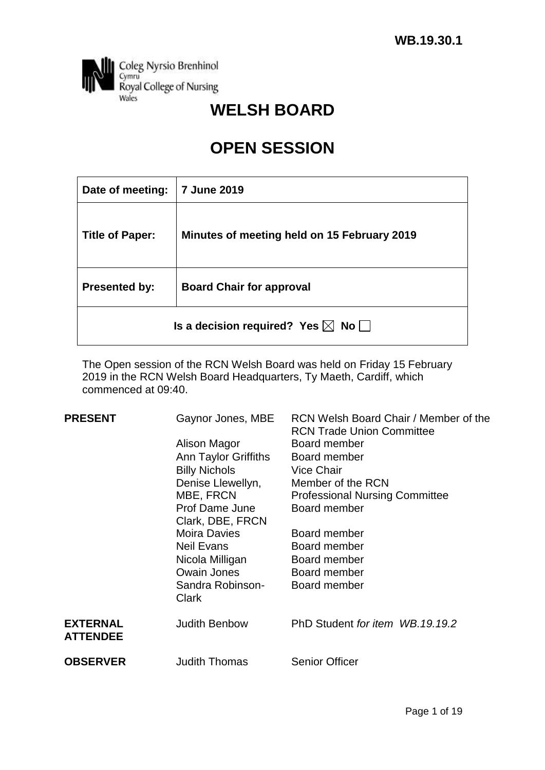WB.19.30.1

Coleg Nyrsio Brenhinol
Cymru
Royal College of Nursing
Wales

# WELSH BOARD

# OPEN SESSION

| **Date of meeting:** | **7 June 2019** |
|---|---|
| **Title of Paper:** | **Minutes of meeting held on 15 February 2019** |
| **Presented by:** | **Board Chair for approval** |
| **Is a decision required? Yes ☒ No ☐** | |

The Open session of the RCN Welsh Board was held on Friday 15 February 2019 in the RCN Welsh Board Headquarters, Ty Maeth, Cardiff, which commenced at 09:40.

| | | |
|---|---|---|
| **PRESENT** | Gaynor Jones, MBE | RCN Welsh Board Chair / Member of the RCN Trade Union Committee |
| | Alison Magor | Board member |
| | Ann Taylor Griffiths | Board member |
| | Billy Nichols | Vice Chair |
| | Denise Llewellyn, MBE, FRCN | Member of the RCN Professional Nursing Committee |
| | Prof Dame June Clark, DBE, FRCN | Board member |
| | Moira Davies | Board member |
| | Neil Evans | Board member |
| | Nicola Milligan | Board member |
| | Owain Jones | Board member |
| | Sandra Robinson-Clark | Board member |
| **EXTERNAL ATTENDEE** | Judith Benbow | PhD Student *for item WB.19.19.2* |
| **OBSERVER** | Judith Thomas | Senior Officer |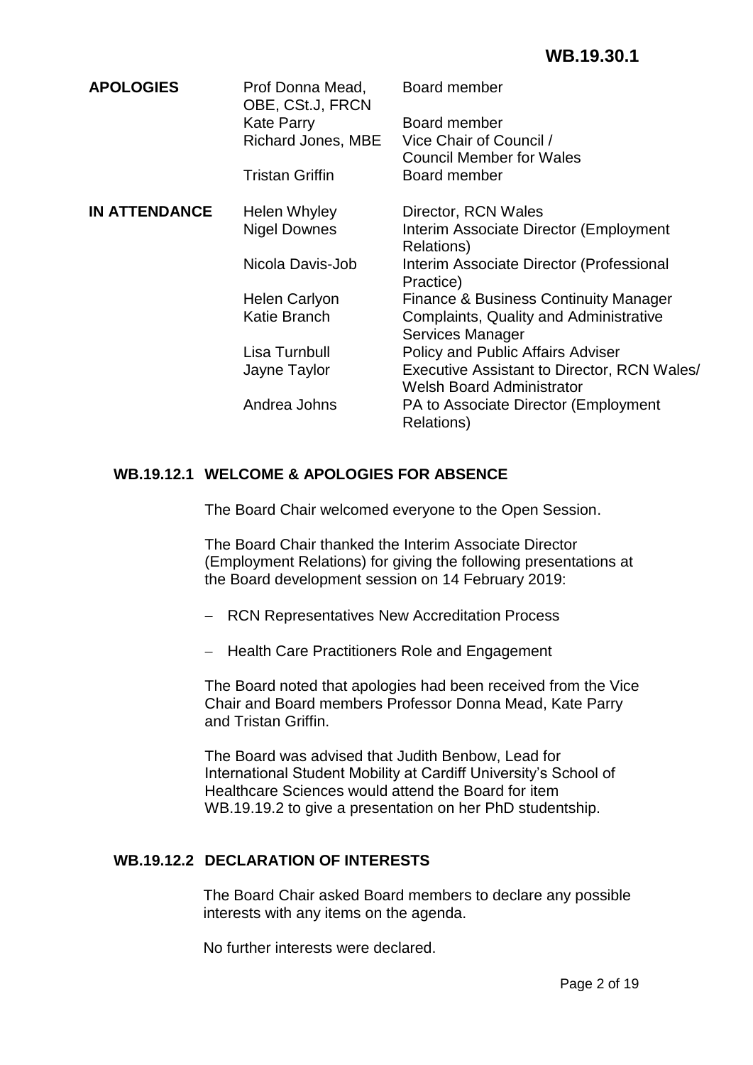**WB.19.30.1**

| | | |
|---|---|---|
| **APOLOGIES** | Prof Donna Mead, OBE, CSt.J, FRCN | Board member |
| | Kate Parry | Board member |
| | Richard Jones, MBE | Vice Chair of Council / Council Member for Wales |
| | Tristan Griffin | Board member |
| **IN ATTENDANCE** | Helen Whyley | Director, RCN Wales |
| | Nigel Downes | Interim Associate Director (Employment Relations) |
| | Nicola Davis-Job | Interim Associate Director (Professional Practice) |
| | Helen Carlyon | Finance & Business Continuity Manager |
| | Katie Branch | Complaints, Quality and Administrative Services Manager |
| | Lisa Turnbull | Policy and Public Affairs Adviser |
| | Jayne Taylor | Executive Assistant to Director, RCN Wales/ Welsh Board Administrator |
| | Andrea Johns | PA to Associate Director (Employment Relations) |

## WB.19.12.1 WELCOME & APOLOGIES FOR ABSENCE

The Board Chair welcomed everyone to the Open Session.

The Board Chair thanked the Interim Associate Director (Employment Relations) for giving the following presentations at the Board development session on 14 February 2019:

- RCN Representatives New Accreditation Process
- Health Care Practitioners Role and Engagement

The Board noted that apologies had been received from the Vice Chair and Board members Professor Donna Mead, Kate Parry and Tristan Griffin.

The Board was advised that Judith Benbow, Lead for International Student Mobility at Cardiff University's School of Healthcare Sciences would attend the Board for item WB.19.19.2 to give a presentation on her PhD studentship.

## WB.19.12.2 DECLARATION OF INTERESTS

The Board Chair asked Board members to declare any possible interests with any items on the agenda.

No further interests were declared.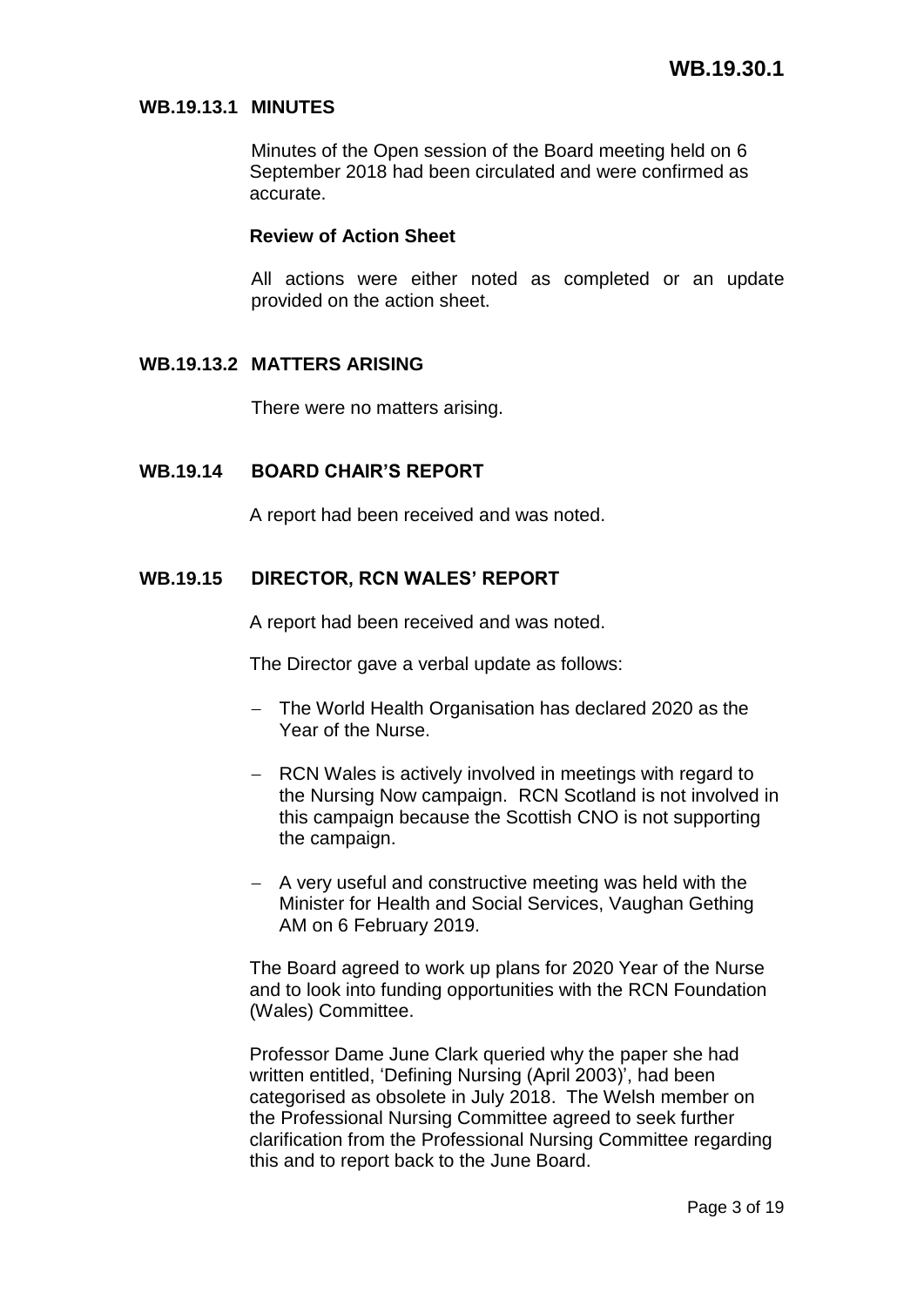**WB.19.30.1**

## WB.19.13.1 MINUTES

Minutes of the Open session of the Board meeting held on 6 September 2018 had been circulated and were confirmed as accurate.

**Review of Action Sheet**

All actions were either noted as completed or an update provided on the action sheet.

## WB.19.13.2 MATTERS ARISING

There were no matters arising.

## WB.19.14 BOARD CHAIR'S REPORT

A report had been received and was noted.

## WB.19.15 DIRECTOR, RCN WALES' REPORT

A report had been received and was noted.

The Director gave a verbal update as follows:

- The World Health Organisation has declared 2020 as the Year of the Nurse.
- RCN Wales is actively involved in meetings with regard to the Nursing Now campaign. RCN Scotland is not involved in this campaign because the Scottish CNO is not supporting the campaign.
- A very useful and constructive meeting was held with the Minister for Health and Social Services, Vaughan Gething AM on 6 February 2019.

The Board agreed to work up plans for 2020 Year of the Nurse and to look into funding opportunities with the RCN Foundation (Wales) Committee.

Professor Dame June Clark queried why the paper she had written entitled, 'Defining Nursing (April 2003)', had been categorised as obsolete in July 2018. The Welsh member on the Professional Nursing Committee agreed to seek further clarification from the Professional Nursing Committee regarding this and to report back to the June Board.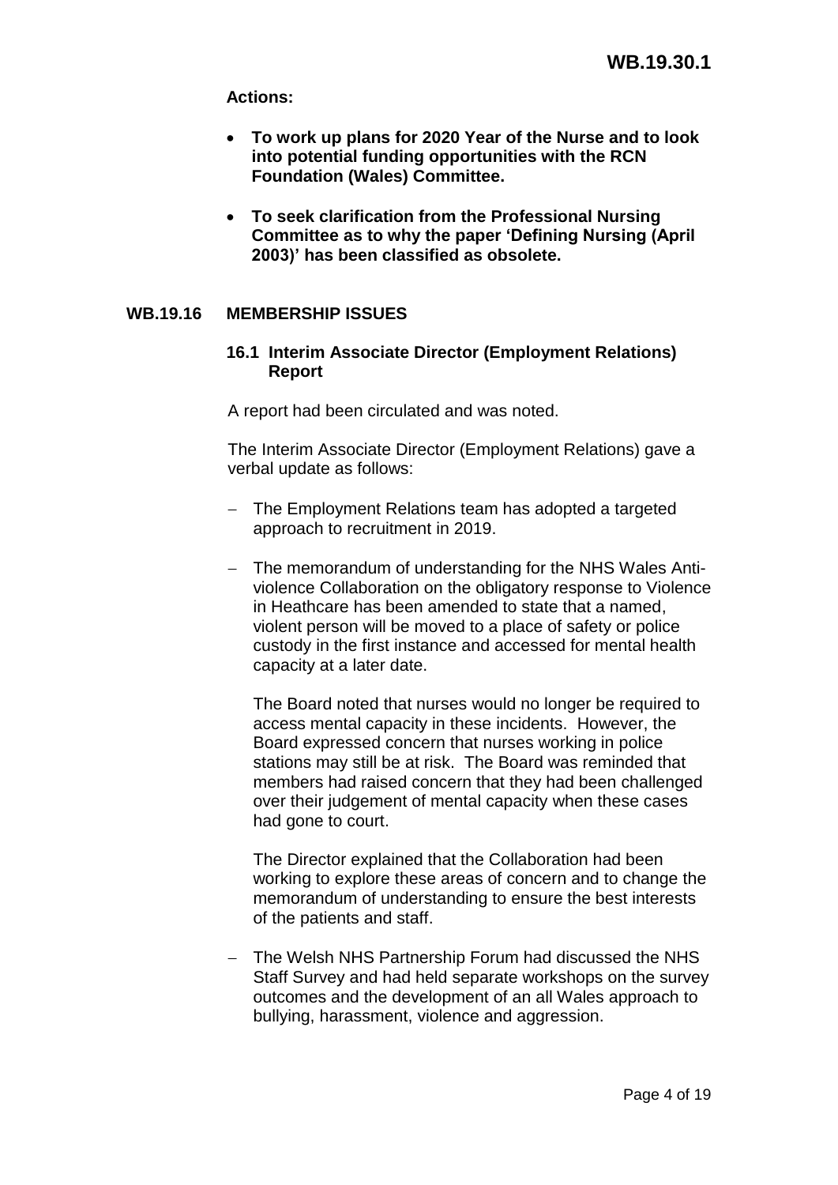**Actions:**

- **To work up plans for 2020 Year of the Nurse and to look into potential funding opportunities with the RCN Foundation (Wales) Committee.**
- **To seek clarification from the Professional Nursing Committee as to why the paper 'Defining Nursing (April 2003)' has been classified as obsolete.**

## WB.19.16 MEMBERSHIP ISSUES

### 16.1 Interim Associate Director (Employment Relations) Report

A report had been circulated and was noted.

The Interim Associate Director (Employment Relations) gave a verbal update as follows:

- The Employment Relations team has adopted a targeted approach to recruitment in 2019.
- The memorandum of understanding for the NHS Wales Anti-violence Collaboration on the obligatory response to Violence in Heathcare has been amended to state that a named, violent person will be moved to a place of safety or police custody in the first instance and accessed for mental health capacity at a later date.

  The Board noted that nurses would no longer be required to access mental capacity in these incidents. However, the Board expressed concern that nurses working in police stations may still be at risk. The Board was reminded that members had raised concern that they had been challenged over their judgement of mental capacity when these cases had gone to court.

  The Director explained that the Collaboration had been working to explore these areas of concern and to change the memorandum of understanding to ensure the best interests of the patients and staff.

- The Welsh NHS Partnership Forum had discussed the NHS Staff Survey and had held separate workshops on the survey outcomes and the development of an all Wales approach to bullying, harassment, violence and aggression.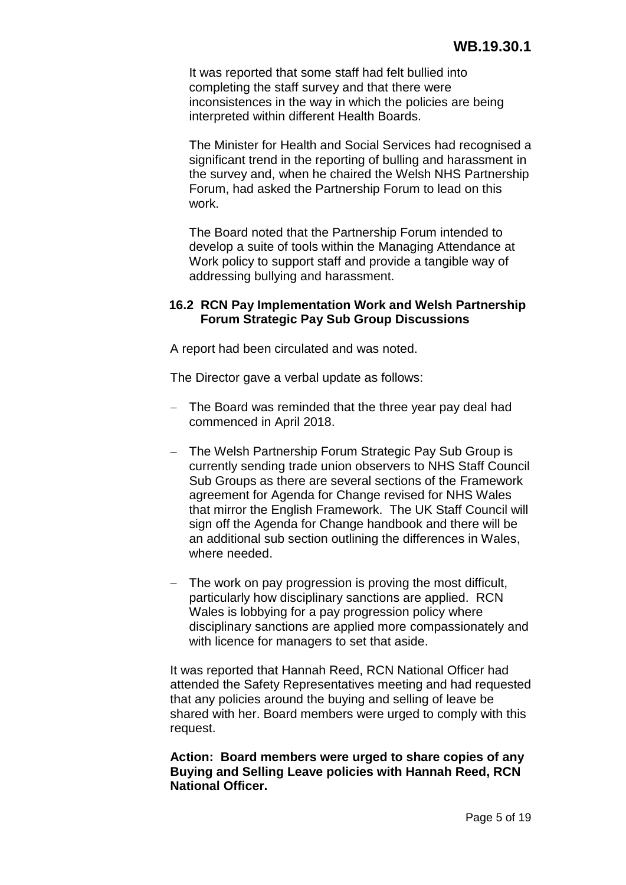It was reported that some staff had felt bullied into completing the staff survey and that there were inconsistences in the way in which the policies are being interpreted within different Health Boards.

The Minister for Health and Social Services had recognised a significant trend in the reporting of bulling and harassment in the survey and, when he chaired the Welsh NHS Partnership Forum, had asked the Partnership Forum to lead on this work.

The Board noted that the Partnership Forum intended to develop a suite of tools within the Managing Attendance at Work policy to support staff and provide a tangible way of addressing bullying and harassment.

### 16.2 RCN Pay Implementation Work and Welsh Partnership Forum Strategic Pay Sub Group Discussions

A report had been circulated and was noted.

The Director gave a verbal update as follows:

- The Board was reminded that the three year pay deal had commenced in April 2018.
- The Welsh Partnership Forum Strategic Pay Sub Group is currently sending trade union observers to NHS Staff Council Sub Groups as there are several sections of the Framework agreement for Agenda for Change revised for NHS Wales that mirror the English Framework. The UK Staff Council will sign off the Agenda for Change handbook and there will be an additional sub section outlining the differences in Wales, where needed.
- The work on pay progression is proving the most difficult, particularly how disciplinary sanctions are applied. RCN Wales is lobbying for a pay progression policy where disciplinary sanctions are applied more compassionately and with licence for managers to set that aside.

It was reported that Hannah Reed, RCN National Officer had attended the Safety Representatives meeting and had requested that any policies around the buying and selling of leave be shared with her. Board members were urged to comply with this request.

**Action: Board members were urged to share copies of any Buying and Selling Leave policies with Hannah Reed, RCN National Officer.**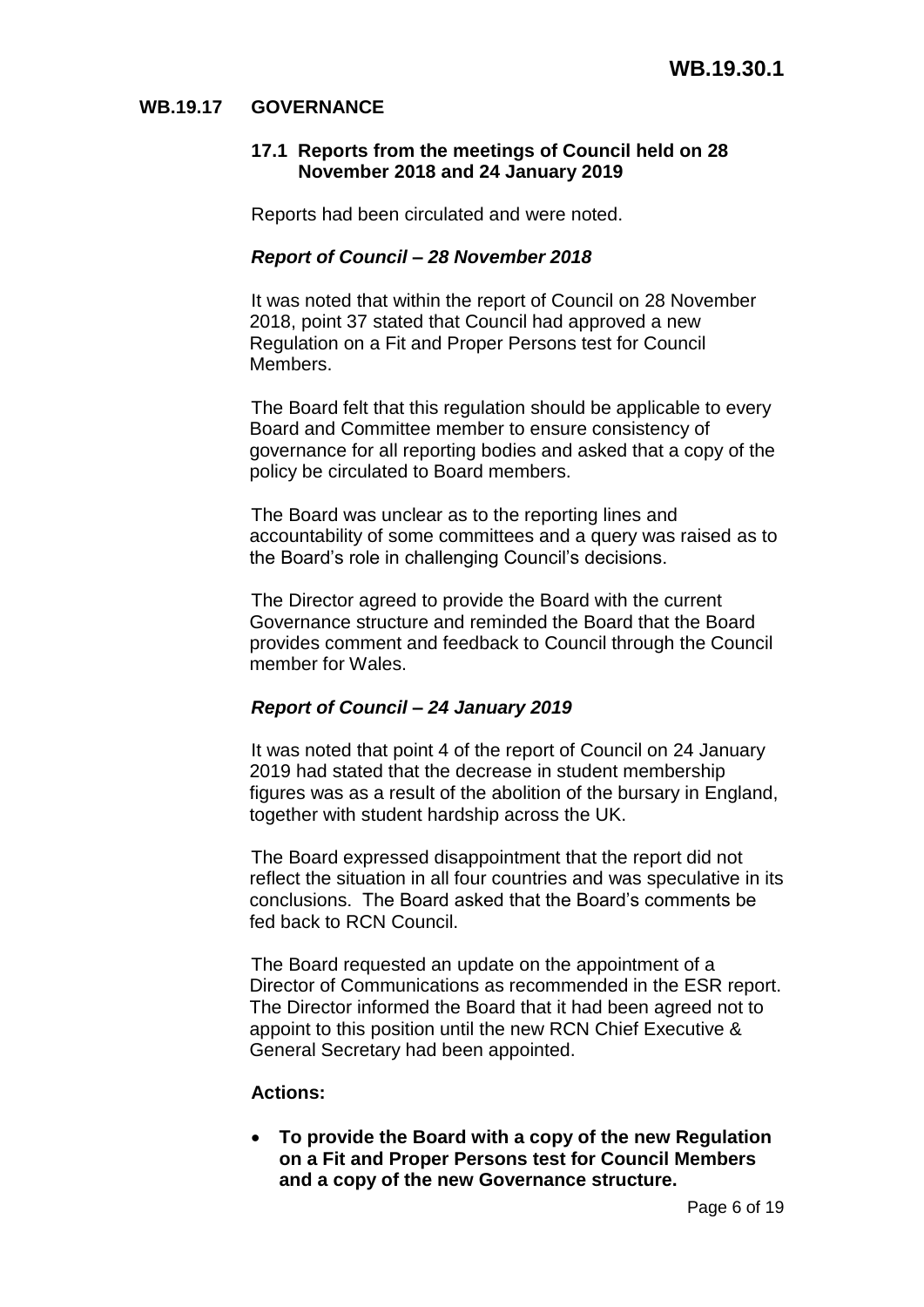## WB.19.17 GOVERNANCE

### 17.1 Reports from the meetings of Council held on 28 November 2018 and 24 January 2019

Reports had been circulated and were noted.

***Report of Council – 28 November 2018***

It was noted that within the report of Council on 28 November 2018, point 37 stated that Council had approved a new Regulation on a Fit and Proper Persons test for Council Members.

The Board felt that this regulation should be applicable to every Board and Committee member to ensure consistency of governance for all reporting bodies and asked that a copy of the policy be circulated to Board members.

The Board was unclear as to the reporting lines and accountability of some committees and a query was raised as to the Board's role in challenging Council's decisions.

The Director agreed to provide the Board with the current Governance structure and reminded the Board that the Board provides comment and feedback to Council through the Council member for Wales.

***Report of Council – 24 January 2019***

It was noted that point 4 of the report of Council on 24 January 2019 had stated that the decrease in student membership figures was as a result of the abolition of the bursary in England, together with student hardship across the UK.

The Board expressed disappointment that the report did not reflect the situation in all four countries and was speculative in its conclusions. The Board asked that the Board's comments be fed back to RCN Council.

The Board requested an update on the appointment of a Director of Communications as recommended in the ESR report. The Director informed the Board that it had been agreed not to appoint to this position until the new RCN Chief Executive & General Secretary had been appointed.

**Actions:**

- **To provide the Board with a copy of the new Regulation on a Fit and Proper Persons test for Council Members and a copy of the new Governance structure.**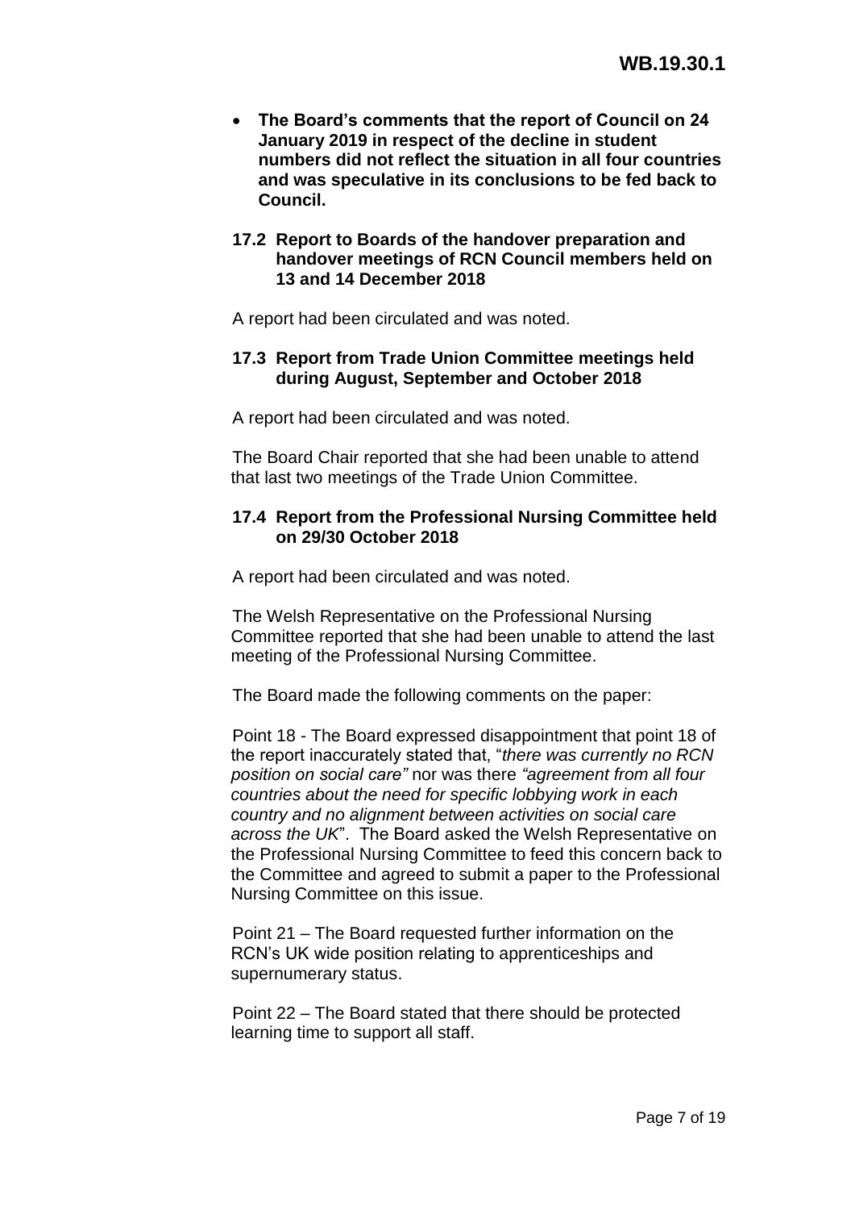- **The Board's comments that the report of Council on 24 January 2019 in respect of the decline in student numbers did not reflect the situation in all four countries and was speculative in its conclusions to be fed back to Council.**

### 17.2 Report to Boards of the handover preparation and handover meetings of RCN Council members held on 13 and 14 December 2018

A report had been circulated and was noted.

### 17.3 Report from Trade Union Committee meetings held during August, September and October 2018

A report had been circulated and was noted.

The Board Chair reported that she had been unable to attend that last two meetings of the Trade Union Committee.

### 17.4 Report from the Professional Nursing Committee held on 29/30 October 2018

A report had been circulated and was noted.

The Welsh Representative on the Professional Nursing Committee reported that she had been unable to attend the last meeting of the Professional Nursing Committee.

The Board made the following comments on the paper:

Point 18 - The Board expressed disappointment that point 18 of the report inaccurately stated that, "*there was currently no RCN position on social care"* nor was there *"agreement from all four countries about the need for specific lobbying work in each country and no alignment between activities on social care across the UK*". The Board asked the Welsh Representative on the Professional Nursing Committee to feed this concern back to the Committee and agreed to submit a paper to the Professional Nursing Committee on this issue.

Point 21 – The Board requested further information on the RCN's UK wide position relating to apprenticeships and supernumerary status.

Point 22 – The Board stated that there should be protected learning time to support all staff.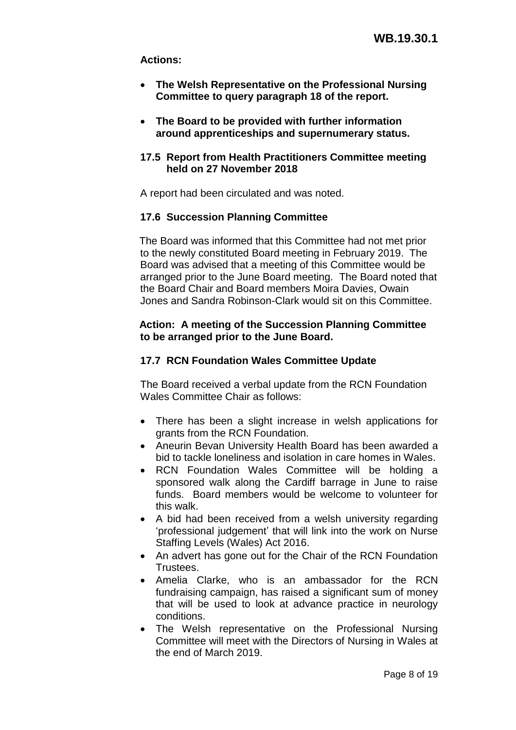**Actions:**

- **The Welsh Representative on the Professional Nursing Committee to query paragraph 18 of the report.**
- **The Board to be provided with further information around apprenticeships and supernumerary status.**

### 17.5 Report from Health Practitioners Committee meeting held on 27 November 2018

A report had been circulated and was noted.

### 17.6 Succession Planning Committee

The Board was informed that this Committee had not met prior to the newly constituted Board meeting in February 2019. The Board was advised that a meeting of this Committee would be arranged prior to the June Board meeting. The Board noted that the Board Chair and Board members Moira Davies, Owain Jones and Sandra Robinson-Clark would sit on this Committee.

**Action: A meeting of the Succession Planning Committee to be arranged prior to the June Board.**

### 17.7 RCN Foundation Wales Committee Update

The Board received a verbal update from the RCN Foundation Wales Committee Chair as follows:

- There has been a slight increase in welsh applications for grants from the RCN Foundation.
- Aneurin Bevan University Health Board has been awarded a bid to tackle loneliness and isolation in care homes in Wales.
- RCN Foundation Wales Committee will be holding a sponsored walk along the Cardiff barrage in June to raise funds. Board members would be welcome to volunteer for this walk.
- A bid had been received from a welsh university regarding 'professional judgement' that will link into the work on Nurse Staffing Levels (Wales) Act 2016.
- An advert has gone out for the Chair of the RCN Foundation Trustees.
- Amelia Clarke, who is an ambassador for the RCN fundraising campaign, has raised a significant sum of money that will be used to look at advance practice in neurology conditions.
- The Welsh representative on the Professional Nursing Committee will meet with the Directors of Nursing in Wales at the end of March 2019.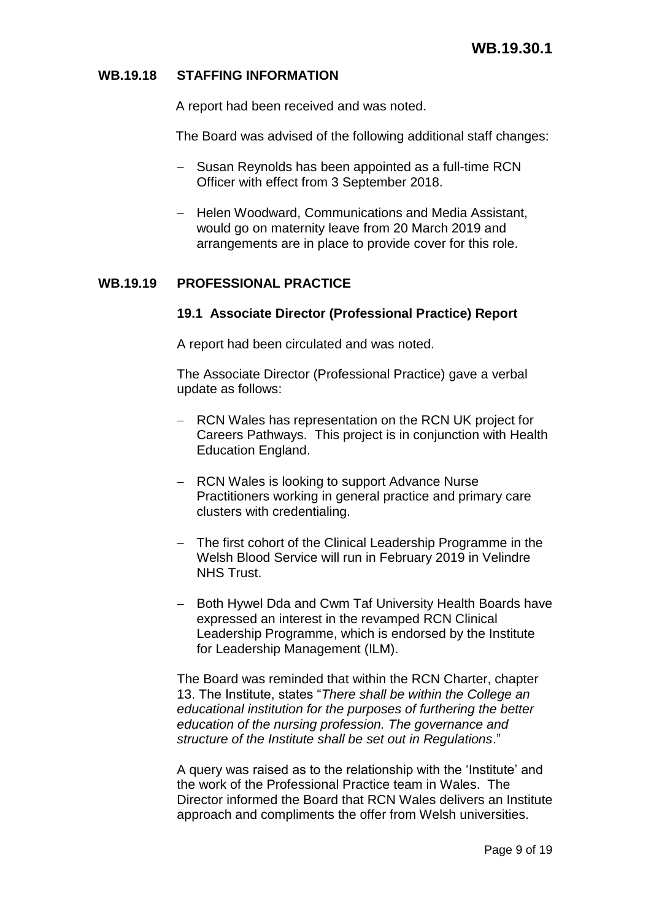## WB.19.18 STAFFING INFORMATION

A report had been received and was noted.

The Board was advised of the following additional staff changes:

- Susan Reynolds has been appointed as a full-time RCN Officer with effect from 3 September 2018.
- Helen Woodward, Communications and Media Assistant, would go on maternity leave from 20 March 2019 and arrangements are in place to provide cover for this role.

## WB.19.19 PROFESSIONAL PRACTICE

### 19.1 Associate Director (Professional Practice) Report

A report had been circulated and was noted.

The Associate Director (Professional Practice) gave a verbal update as follows:

- RCN Wales has representation on the RCN UK project for Careers Pathways. This project is in conjunction with Health Education England.
- RCN Wales is looking to support Advance Nurse Practitioners working in general practice and primary care clusters with credentialing.
- The first cohort of the Clinical Leadership Programme in the Welsh Blood Service will run in February 2019 in Velindre NHS Trust.
- Both Hywel Dda and Cwm Taf University Health Boards have expressed an interest in the revamped RCN Clinical Leadership Programme, which is endorsed by the Institute for Leadership Management (ILM).

The Board was reminded that within the RCN Charter, chapter 13. The Institute, states "*There shall be within the College an educational institution for the purposes of furthering the better education of the nursing profession. The governance and structure of the Institute shall be set out in Regulations*."

A query was raised as to the relationship with the 'Institute' and the work of the Professional Practice team in Wales. The Director informed the Board that RCN Wales delivers an Institute approach and compliments the offer from Welsh universities.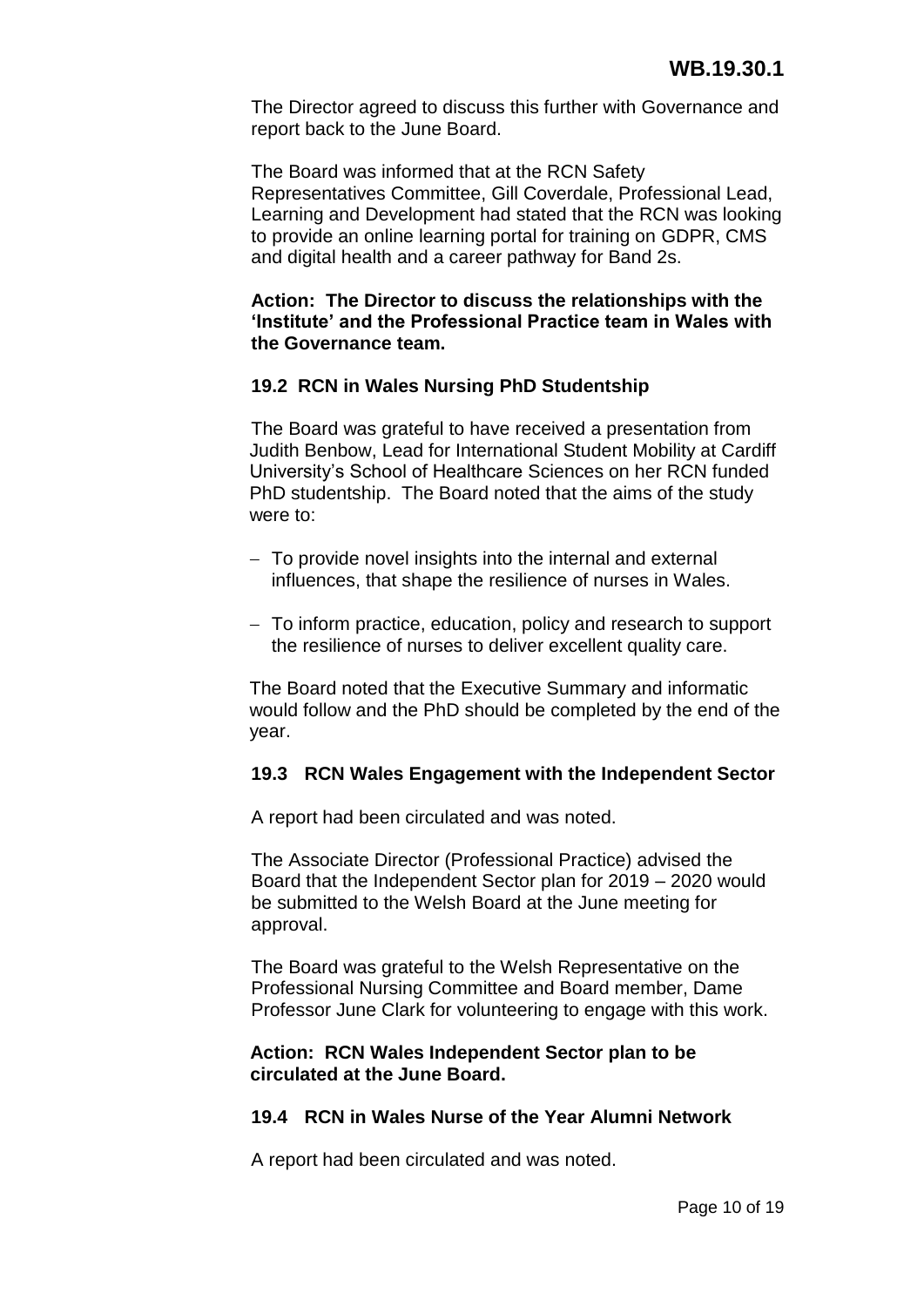The Director agreed to discuss this further with Governance and report back to the June Board.

The Board was informed that at the RCN Safety Representatives Committee, Gill Coverdale, Professional Lead, Learning and Development had stated that the RCN was looking to provide an online learning portal for training on GDPR, CMS and digital health and a career pathway for Band 2s.

**Action: The Director to discuss the relationships with the 'Institute' and the Professional Practice team in Wales with the Governance team.**

### 19.2 RCN in Wales Nursing PhD Studentship

The Board was grateful to have received a presentation from Judith Benbow, Lead for International Student Mobility at Cardiff University's School of Healthcare Sciences on her RCN funded PhD studentship. The Board noted that the aims of the study were to:

- To provide novel insights into the internal and external influences, that shape the resilience of nurses in Wales.
- To inform practice, education, policy and research to support the resilience of nurses to deliver excellent quality care.

The Board noted that the Executive Summary and informatic would follow and the PhD should be completed by the end of the year.

### 19.3 RCN Wales Engagement with the Independent Sector

A report had been circulated and was noted.

The Associate Director (Professional Practice) advised the Board that the Independent Sector plan for 2019 – 2020 would be submitted to the Welsh Board at the June meeting for approval.

The Board was grateful to the Welsh Representative on the Professional Nursing Committee and Board member, Dame Professor June Clark for volunteering to engage with this work.

**Action: RCN Wales Independent Sector plan to be circulated at the June Board.**

### 19.4 RCN in Wales Nurse of the Year Alumni Network

A report had been circulated and was noted.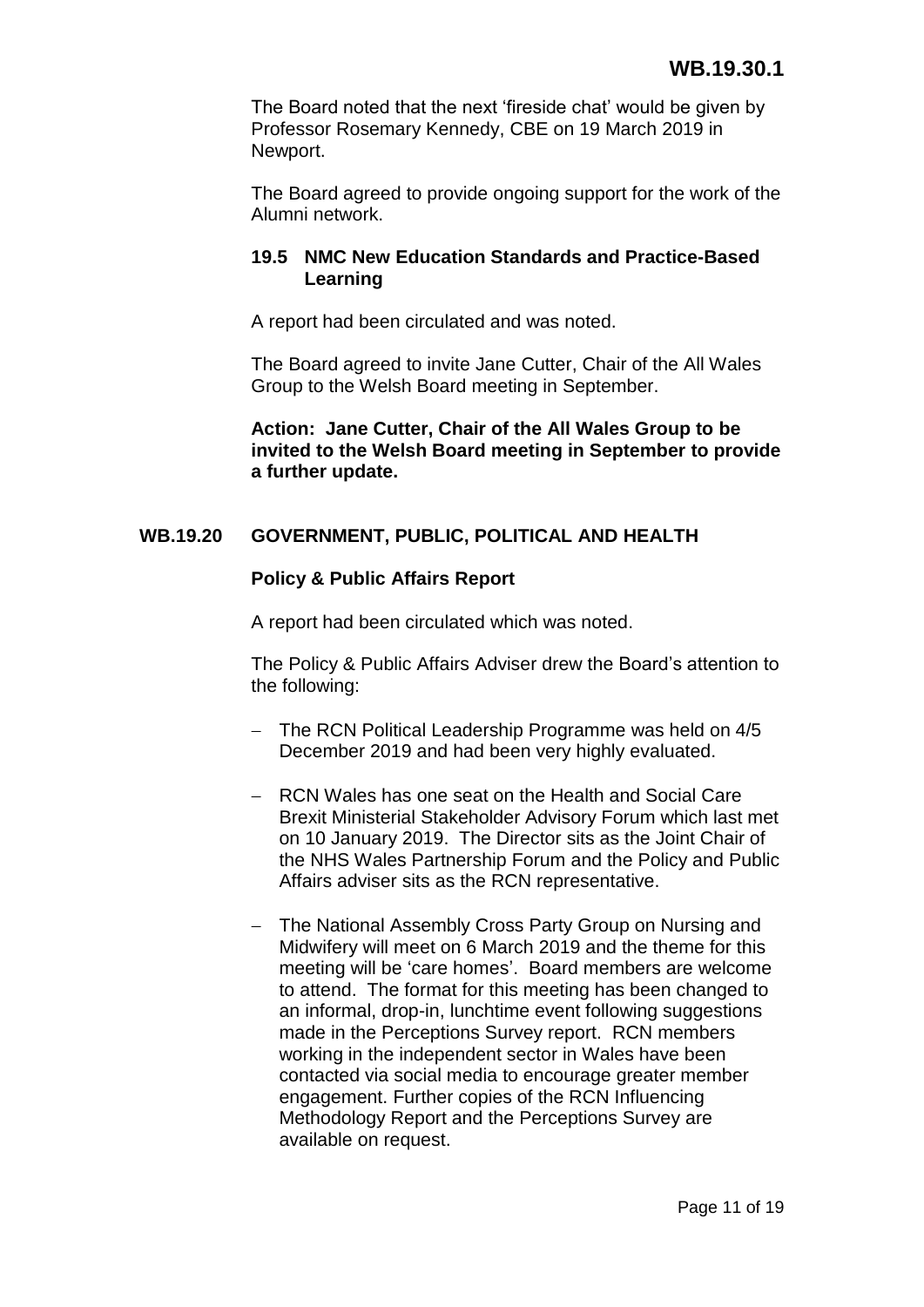The Board noted that the next 'fireside chat' would be given by Professor Rosemary Kennedy, CBE on 19 March 2019 in Newport.

The Board agreed to provide ongoing support for the work of the Alumni network.

### 19.5 NMC New Education Standards and Practice-Based Learning

A report had been circulated and was noted.

The Board agreed to invite Jane Cutter, Chair of the All Wales Group to the Welsh Board meeting in September.

**Action: Jane Cutter, Chair of the All Wales Group to be invited to the Welsh Board meeting in September to provide a further update.**

## WB.19.20 GOVERNMENT, PUBLIC, POLITICAL AND HEALTH

### Policy & Public Affairs Report

A report had been circulated which was noted.

The Policy & Public Affairs Adviser drew the Board's attention to the following:

- The RCN Political Leadership Programme was held on 4/5 December 2019 and had been very highly evaluated.
- RCN Wales has one seat on the Health and Social Care Brexit Ministerial Stakeholder Advisory Forum which last met on 10 January 2019. The Director sits as the Joint Chair of the NHS Wales Partnership Forum and the Policy and Public Affairs adviser sits as the RCN representative.
- The National Assembly Cross Party Group on Nursing and Midwifery will meet on 6 March 2019 and the theme for this meeting will be 'care homes'. Board members are welcome to attend. The format for this meeting has been changed to an informal, drop-in, lunchtime event following suggestions made in the Perceptions Survey report. RCN members working in the independent sector in Wales have been contacted via social media to encourage greater member engagement. Further copies of the RCN Influencing Methodology Report and the Perceptions Survey are available on request.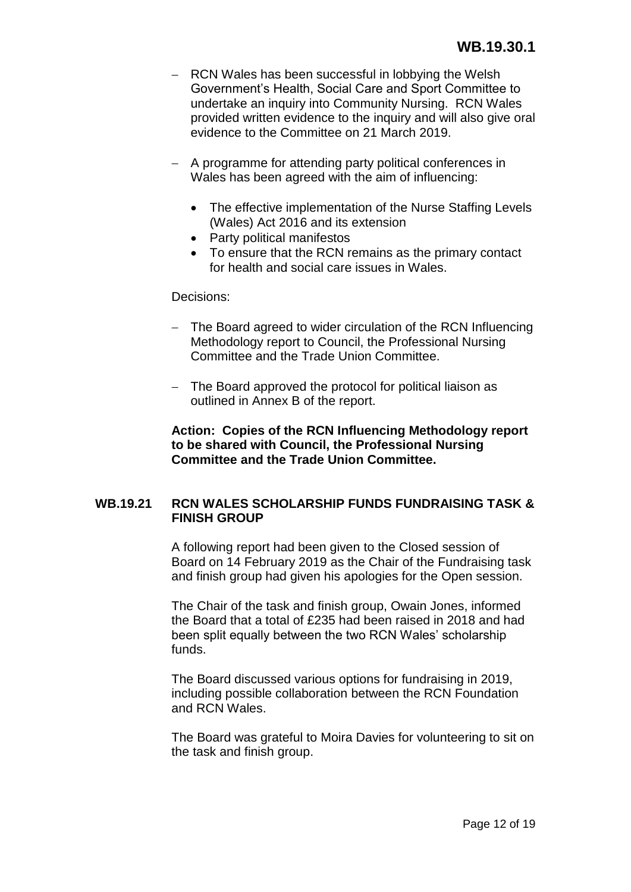- RCN Wales has been successful in lobbying the Welsh Government's Health, Social Care and Sport Committee to undertake an inquiry into Community Nursing. RCN Wales provided written evidence to the inquiry and will also give oral evidence to the Committee on 21 March 2019.

- A programme for attending party political conferences in Wales has been agreed with the aim of influencing:

  - The effective implementation of the Nurse Staffing Levels (Wales) Act 2016 and its extension
  - Party political manifestos
  - To ensure that the RCN remains as the primary contact for health and social care issues in Wales.

Decisions:

- The Board agreed to wider circulation of the RCN Influencing Methodology report to Council, the Professional Nursing Committee and the Trade Union Committee.

- The Board approved the protocol for political liaison as outlined in Annex B of the report.

**Action: Copies of the RCN Influencing Methodology report to be shared with Council, the Professional Nursing Committee and the Trade Union Committee.**

## WB.19.21 RCN WALES SCHOLARSHIP FUNDS FUNDRAISING TASK & FINISH GROUP

A following report had been given to the Closed session of Board on 14 February 2019 as the Chair of the Fundraising task and finish group had given his apologies for the Open session.

The Chair of the task and finish group, Owain Jones, informed the Board that a total of £235 had been raised in 2018 and had been split equally between the two RCN Wales' scholarship funds.

The Board discussed various options for fundraising in 2019, including possible collaboration between the RCN Foundation and RCN Wales.

The Board was grateful to Moira Davies for volunteering to sit on the task and finish group.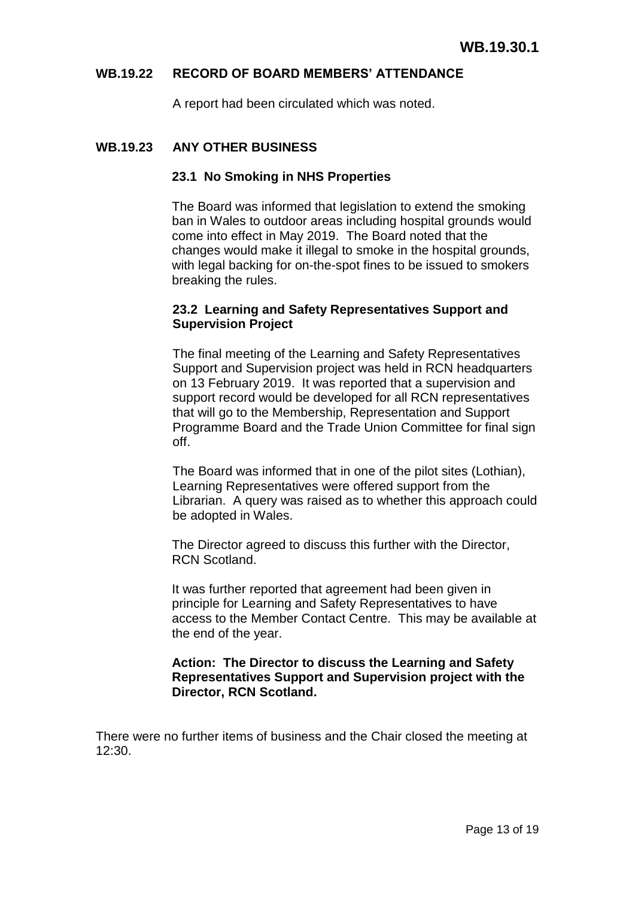## WB.19.22 RECORD OF BOARD MEMBERS' ATTENDANCE

A report had been circulated which was noted.

## WB.19.23 ANY OTHER BUSINESS

### 23.1 No Smoking in NHS Properties

The Board was informed that legislation to extend the smoking ban in Wales to outdoor areas including hospital grounds would come into effect in May 2019. The Board noted that the changes would make it illegal to smoke in the hospital grounds, with legal backing for on-the-spot fines to be issued to smokers breaking the rules.

### 23.2 Learning and Safety Representatives Support and Supervision Project

The final meeting of the Learning and Safety Representatives Support and Supervision project was held in RCN headquarters on 13 February 2019. It was reported that a supervision and support record would be developed for all RCN representatives that will go to the Membership, Representation and Support Programme Board and the Trade Union Committee for final sign off.

The Board was informed that in one of the pilot sites (Lothian), Learning Representatives were offered support from the Librarian. A query was raised as to whether this approach could be adopted in Wales.

The Director agreed to discuss this further with the Director, RCN Scotland.

It was further reported that agreement had been given in principle for Learning and Safety Representatives to have access to the Member Contact Centre. This may be available at the end of the year.

**Action: The Director to discuss the Learning and Safety Representatives Support and Supervision project with the Director, RCN Scotland.**

There were no further items of business and the Chair closed the meeting at 12:30.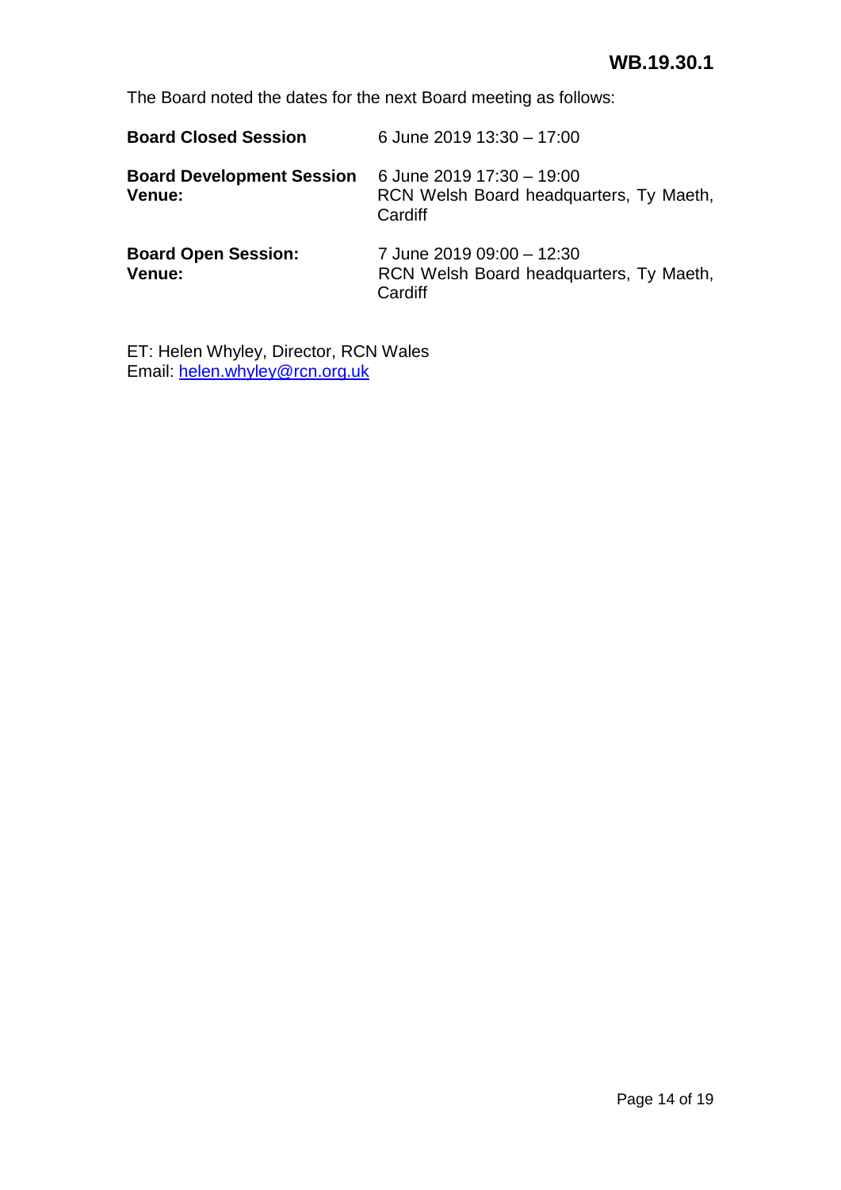**WB.19.30.1**

The Board noted the dates for the next Board meeting as follows:

| | |
|---|---|
| **Board Closed Session** | 6 June 2019 13:30 – 17:00 |
| **Board Development Session** | 6 June 2019 17:30 – 19:00 |
| **Venue:** | RCN Welsh Board headquarters, Ty Maeth, Cardiff |
| **Board Open Session:** | 7 June 2019 09:00 – 12:30 |
| **Venue:** | RCN Welsh Board headquarters, Ty Maeth, Cardiff |

ET: Helen Whyley, Director, RCN Wales
Email: helen.whyley@rcn.org.uk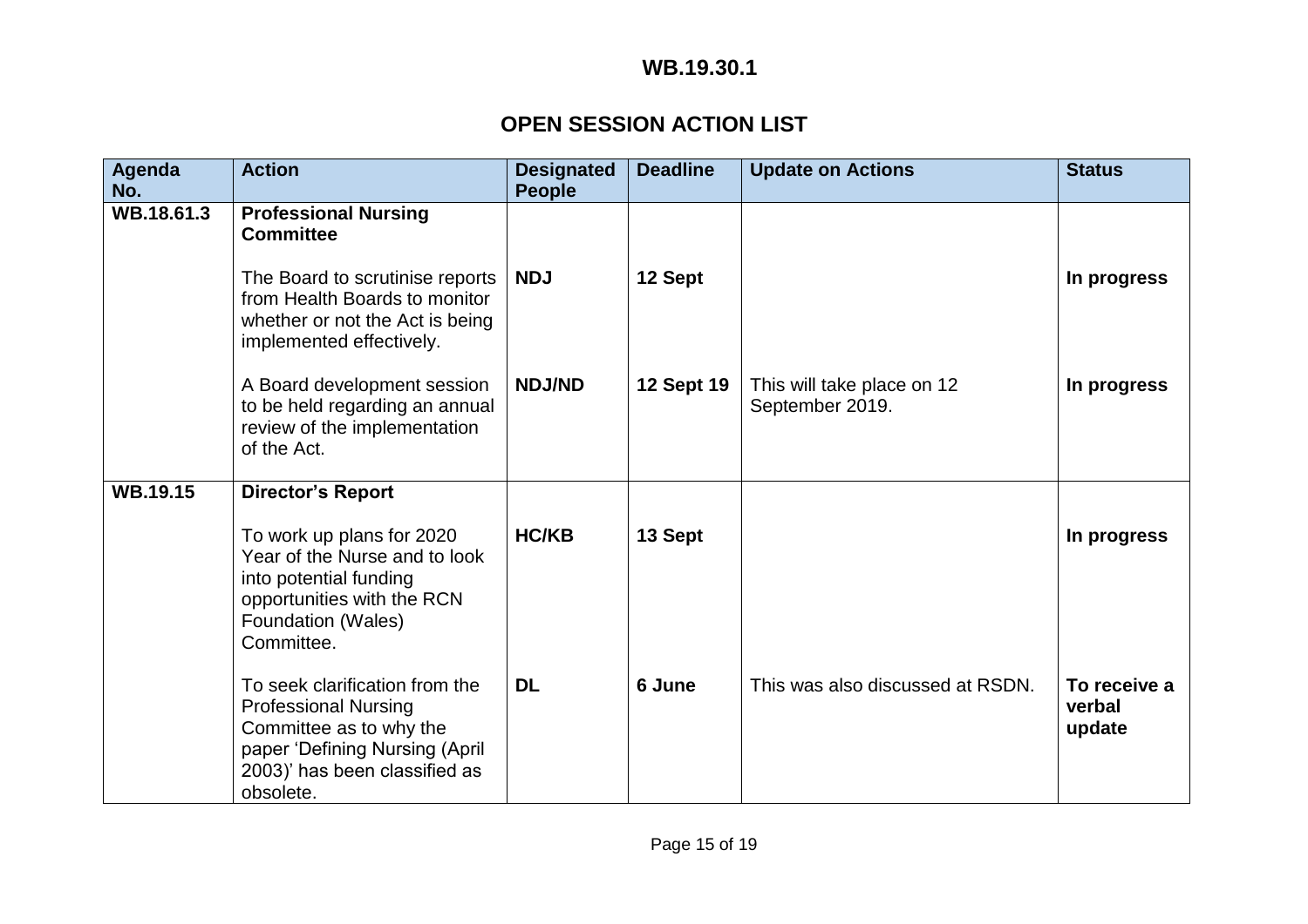**WB.19.30.1**

## OPEN SESSION ACTION LIST

| Agenda No. | Action | Designated People | Deadline | Update on Actions | Status |
|---|---|---|---|---|---|
| **WB.18.61.3** | **Professional Nursing Committee** | | | | |
| | The Board to scrutinise reports from Health Boards to monitor whether or not the Act is being implemented effectively. | **NDJ** | **12 Sept** | | **In progress** |
| | A Board development session to be held regarding an annual review of the implementation of the Act. | **NDJ/ND** | **12 Sept 19** | This will take place on 12 September 2019. | **In progress** |
| **WB.19.15** | **Director's Report** | | | | |
| | To work up plans for 2020 Year of the Nurse and to look into potential funding opportunities with the RCN Foundation (Wales) Committee. | **HC/KB** | **13 Sept** | | **In progress** |
| | To seek clarification from the Professional Nursing Committee as to why the paper 'Defining Nursing (April 2003)' has been classified as obsolete. | **DL** | **6 June** | This was also discussed at RSDN. | **To receive a verbal update** |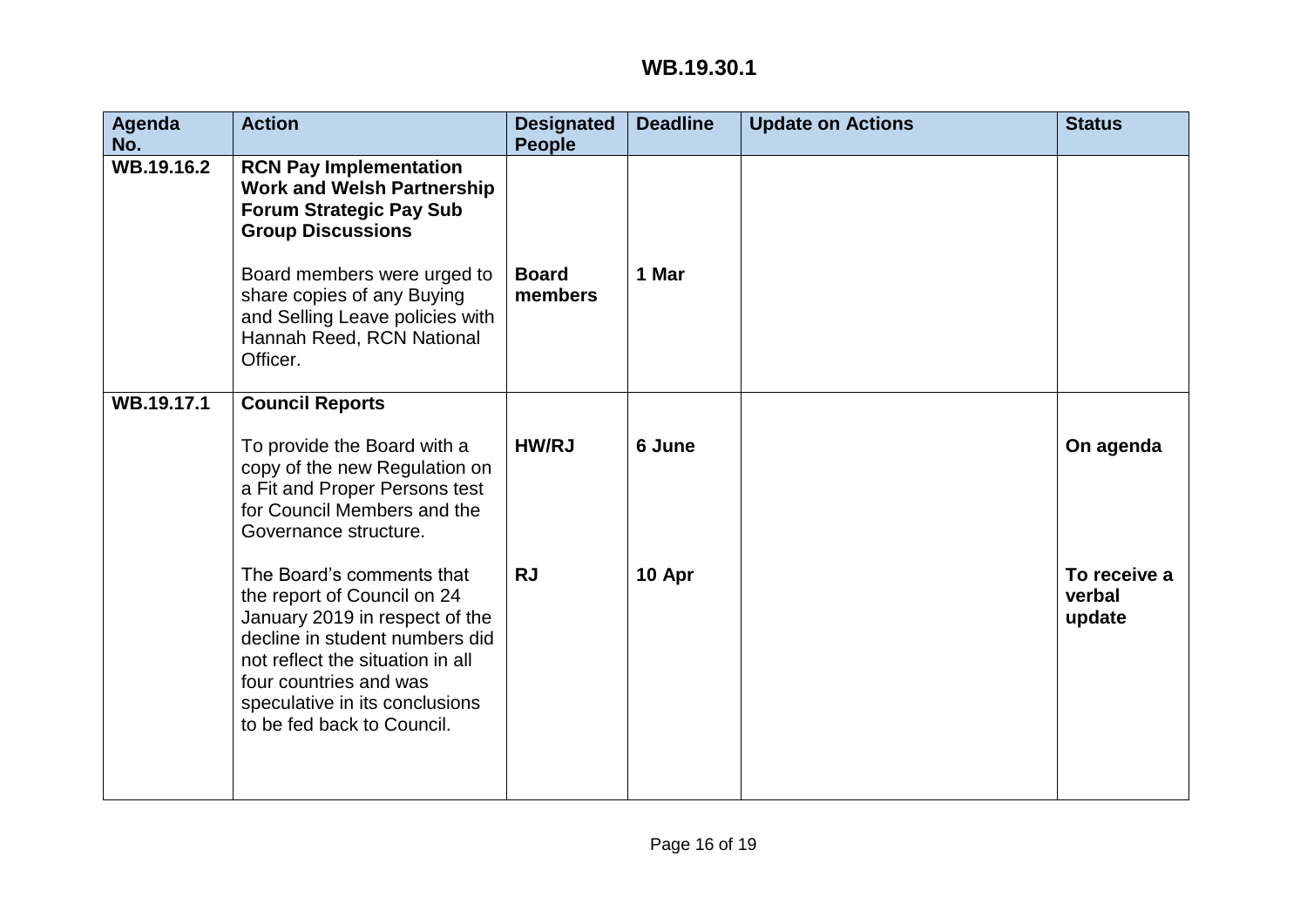**WB.19.30.1**

| Agenda No. | Action | Designated People | Deadline | Update on Actions | Status |
|---|---|---|---|---|---|
| **WB.19.16.2** | **RCN Pay Implementation Work and Welsh Partnership Forum Strategic Pay Sub Group Discussions**<br><br>Board members were urged to share copies of any Buying and Selling Leave policies with Hannah Reed, RCN National Officer. | **Board members** | **1 Mar** | | |
| **WB.19.17.1** | **Council Reports**<br><br>To provide the Board with a copy of the new Regulation on a Fit and Proper Persons test for Council Members and the Governance structure. | **HW/RJ** | **6 June** | | **On agenda** |
| | The Board's comments that the report of Council on 24 January 2019 in respect of the decline in student numbers did not reflect the situation in all four countries and was speculative in its conclusions to be fed back to Council. | **RJ** | **10 Apr** | | **To receive a verbal update** |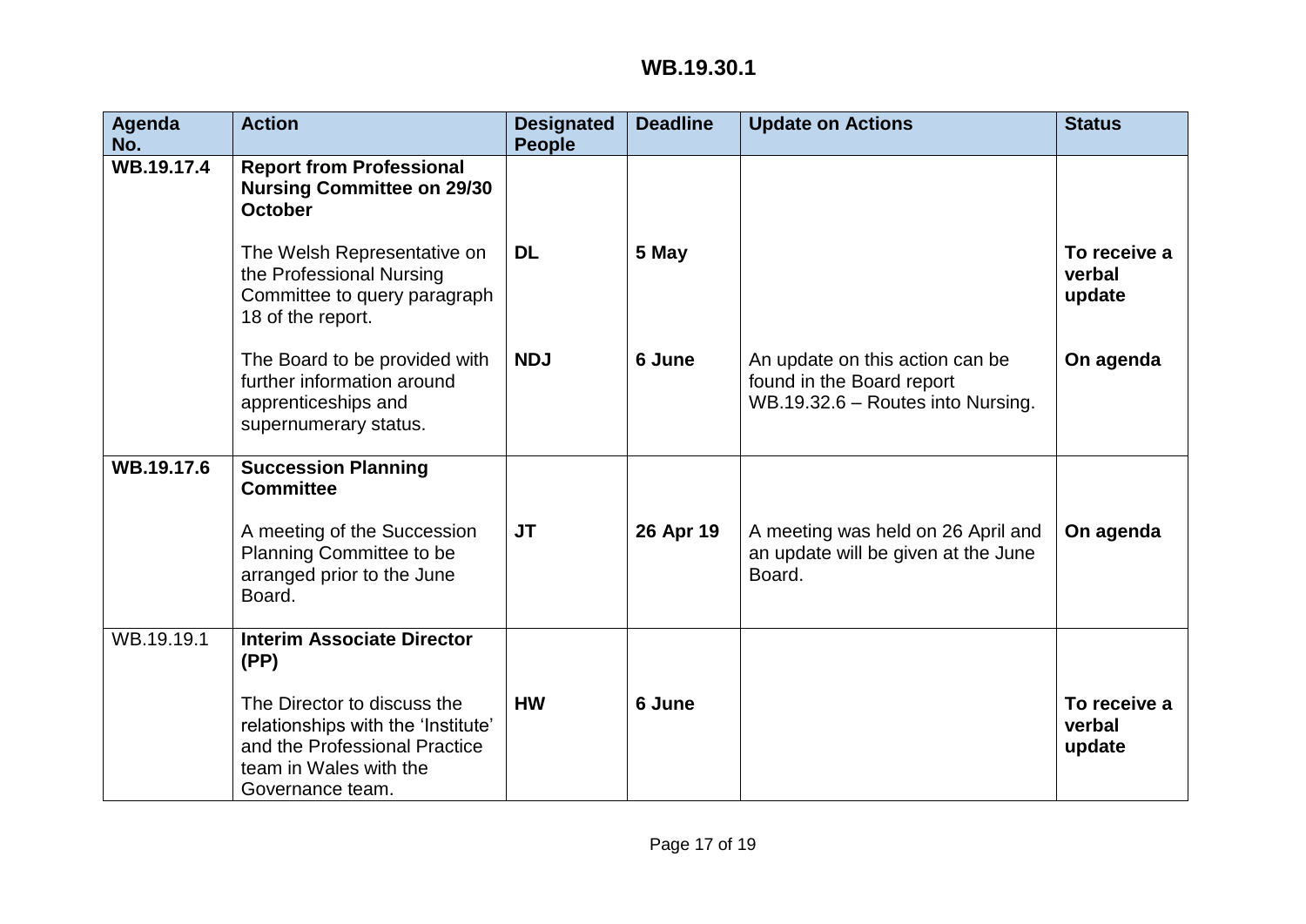**WB.19.30.1**

| Agenda No. | Action | Designated People | Deadline | Update on Actions | Status |
|---|---|---|---|---|---|
| **WB.19.17.4** | **Report from Professional Nursing Committee on 29/30 October** | | | | |
| | The Welsh Representative on the Professional Nursing Committee to query paragraph 18 of the report. | **DL** | **5 May** | | **To receive a verbal update** |
| | The Board to be provided with further information around apprenticeships and supernumerary status. | **NDJ** | **6 June** | An update on this action can be found in the Board report WB.19.32.6 – Routes into Nursing. | **On agenda** |
| **WB.19.17.6** | **Succession Planning Committee** | | | | |
| | A meeting of the Succession Planning Committee to be arranged prior to the June Board. | **JT** | **26 Apr 19** | A meeting was held on 26 April and an update will be given at the June Board. | **On agenda** |
| WB.19.19.1 | **Interim Associate Director (PP)** | | | | |
| | The Director to discuss the relationships with the 'Institute' and the Professional Practice team in Wales with the Governance team. | **HW** | **6 June** | | **To receive a verbal update** |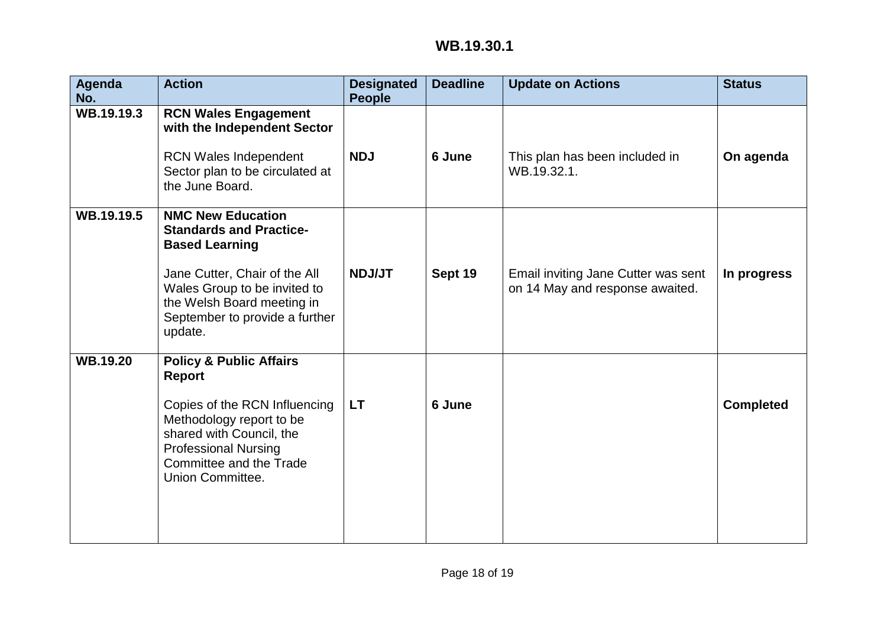## WB.19.30.1

| Agenda No. | Action | Designated People | Deadline | Update on Actions | Status |
|---|---|---|---|---|---|
| WB.19.19.3 | **RCN Wales Engagement with the Independent Sector**<br><br>RCN Wales Independent Sector plan to be circulated at the June Board. | **NDJ** | **6 June** | This plan has been included in WB.19.32.1. | **On agenda** |
| WB.19.19.5 | **NMC New Education Standards and Practice-Based Learning**<br><br>Jane Cutter, Chair of the All Wales Group to be invited to the Welsh Board meeting in September to provide a further update. | **NDJ/JT** | **Sept 19** | Email inviting Jane Cutter was sent on 14 May and response awaited. | **In progress** |
| WB.19.20 | **Policy & Public Affairs Report**<br><br>Copies of the RCN Influencing Methodology report to be shared with Council, the Professional Nursing Committee and the Trade Union Committee. | **LT** | **6 June** | | **Completed** |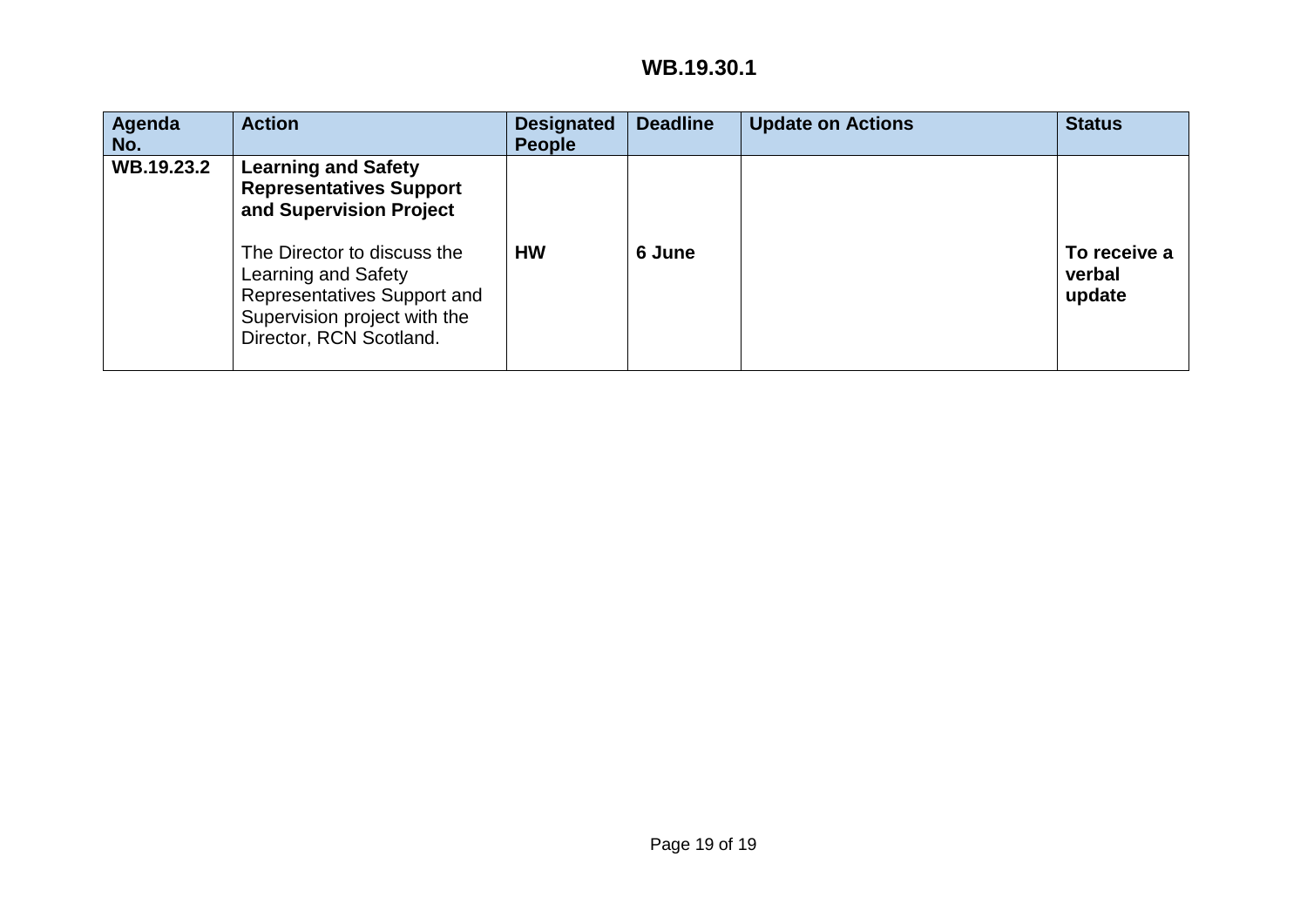**WB.19.30.1**

| Agenda No. | Action | Designated People | Deadline | Update on Actions | Status |
|---|---|---|---|---|---|
| **WB.19.23.2** | **Learning and Safety Representatives Support and Supervision Project**<br><br>The Director to discuss the Learning and Safety Representatives Support and Supervision project with the Director, RCN Scotland. | **HW** | **6 June** | | **To receive a verbal update** |